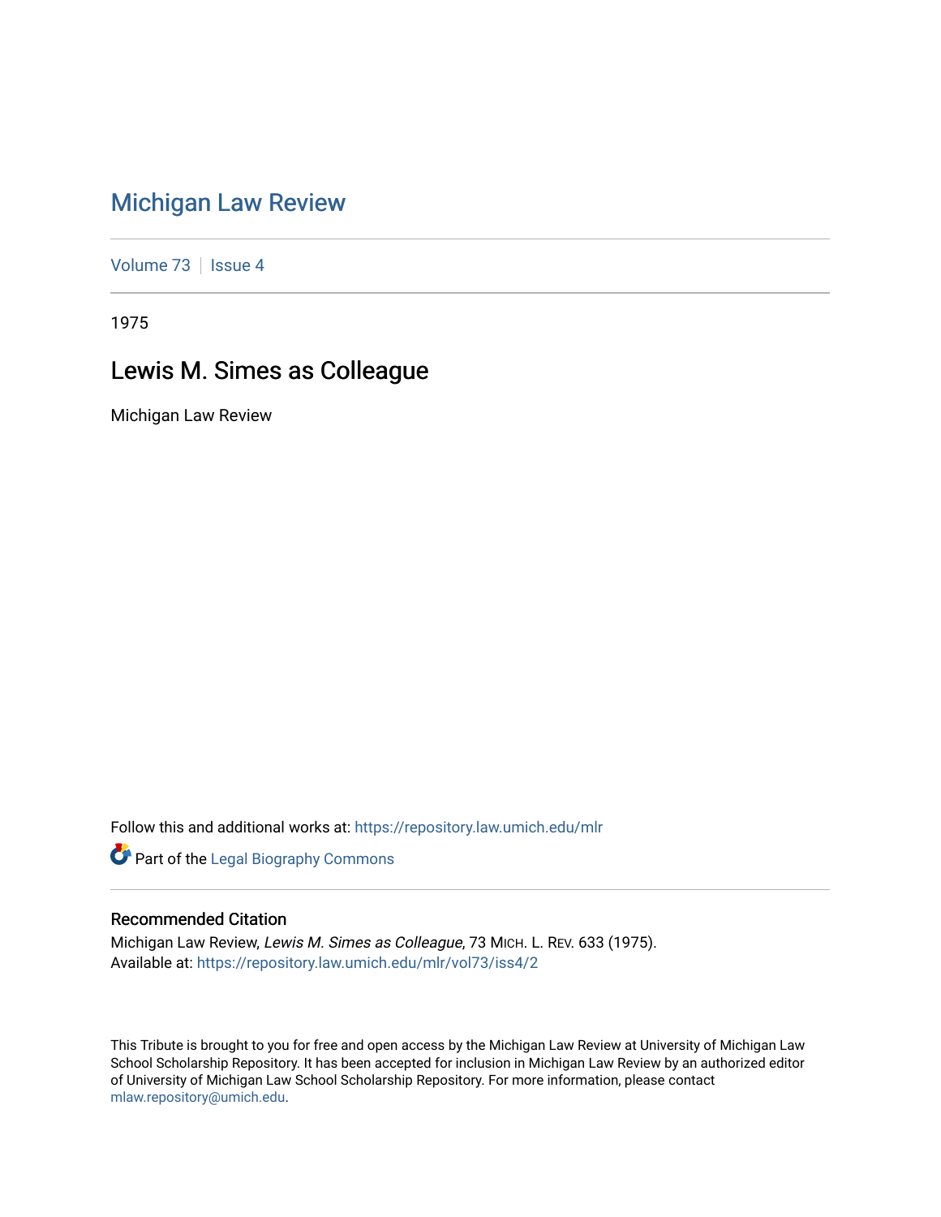# Michigan Law Review

Volume 73 | Issue 4

1975

## Lewis M. Simes as Colleague

Michigan Law Review

Follow this and additional works at: https://repository.law.umich.edu/mlr

Part of the Legal Biography Commons

### Recommended Citation

Michigan Law Review, *Lewis M. Simes as Colleague*, 73 MICH. L. REV. 633 (1975).
Available at: https://repository.law.umich.edu/mlr/vol73/iss4/2

This Tribute is brought to you for free and open access by the Michigan Law Review at University of Michigan Law School Scholarship Repository. It has been accepted for inclusion in Michigan Law Review by an authorized editor of University of Michigan Law School Scholarship Repository. For more information, please contact mlaw.repository@umich.edu.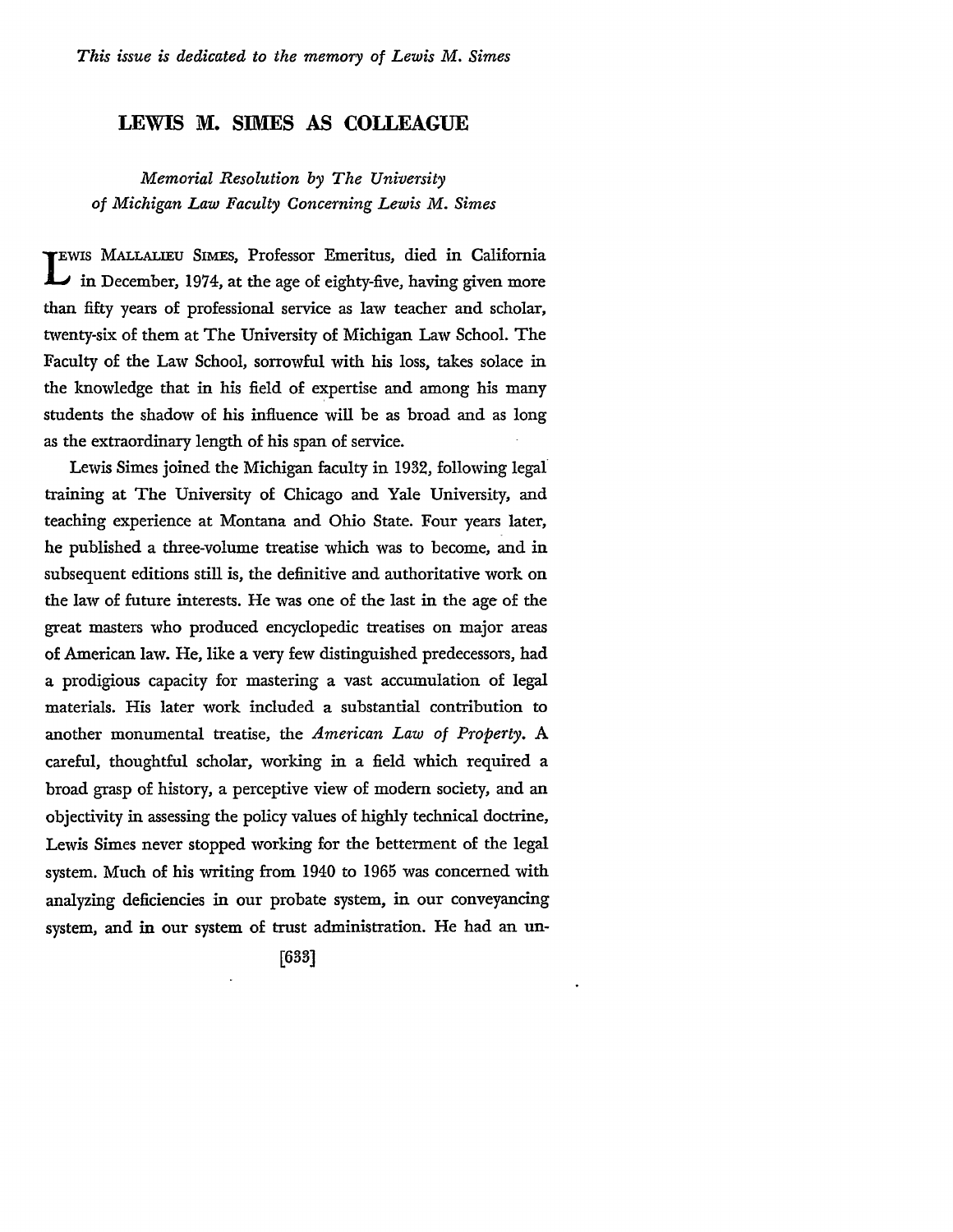*This issue is dedicated to the memory of Lewis M. Simes*

# LEWIS M. SIMES AS COLLEAGUE

*Memorial Resolution by The University of Michigan Law Faculty Concerning Lewis M. Simes*

LEWIS MALLALIEU SIMES, Professor Emeritus, died in California in December, 1974, at the age of eighty-five, having given more than fifty years of professional service as law teacher and scholar, twenty-six of them at The University of Michigan Law School. The Faculty of the Law School, sorrowful with his loss, takes solace in the knowledge that in his field of expertise and among his many students the shadow of his influence will be as broad and as long as the extraordinary length of his span of service.

Lewis Simes joined the Michigan faculty in 1932, following legal training at The University of Chicago and Yale University, and teaching experience at Montana and Ohio State. Four years later, he published a three-volume treatise which was to become, and in subsequent editions still is, the definitive and authoritative work on the law of future interests. He was one of the last in the age of the great masters who produced encyclopedic treatises on major areas of American law. He, like a very few distinguished predecessors, had a prodigious capacity for mastering a vast accumulation of legal materials. His later work included a substantial contribution to another monumental treatise, the *American Law of Property*. A careful, thoughtful scholar, working in a field which required a broad grasp of history, a perceptive view of modern society, and an objectivity in assessing the policy values of highly technical doctrine, Lewis Simes never stopped working for the betterment of the legal system. Much of his writing from 1940 to 1965 was concerned with analyzing deficiencies in our probate system, in our conveyancing system, and in our system of trust administration. He had an un-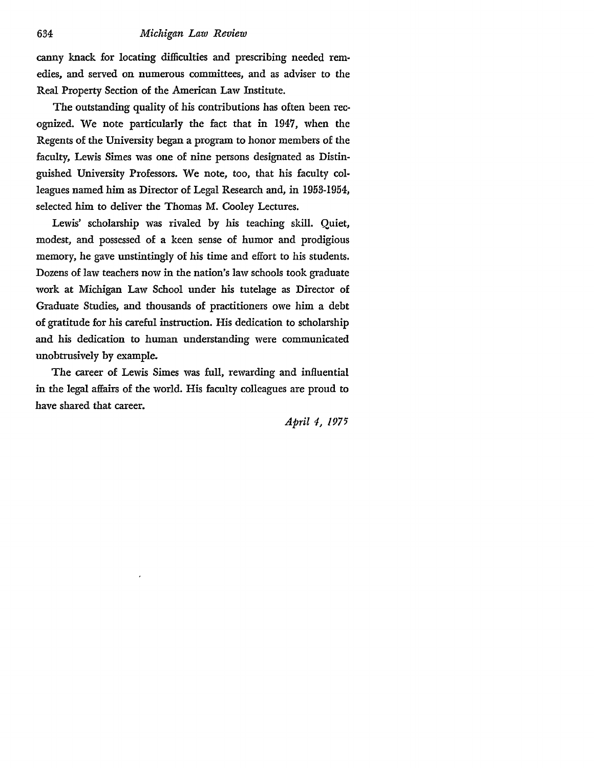canny knack for locating difficulties and prescribing needed remedies, and served on numerous committees, and as adviser to the Real Property Section of the American Law Institute.

The outstanding quality of his contributions has often been recognized. We note particularly the fact that in 1947, when the Regents of the University began a program to honor members of the faculty, Lewis Simes was one of nine persons designated as Distinguished University Professors. We note, too, that his faculty colleagues named him as Director of Legal Research and, in 1953-1954, selected him to deliver the Thomas M. Cooley Lectures.

Lewis' scholarship was rivaled by his teaching skill. Quiet, modest, and possessed of a keen sense of humor and prodigious memory, he gave unstintingly of his time and effort to his students. Dozens of law teachers now in the nation's law schools took graduate work at Michigan Law School under his tutelage as Director of Graduate Studies, and thousands of practitioners owe him a debt of gratitude for his careful instruction. His dedication to scholarship and his dedication to human understanding were communicated unobtrusively by example.

The career of Lewis Simes was full, rewarding and influential in the legal affairs of the world. His faculty colleagues are proud to have shared that career.

*April 4, 1975*